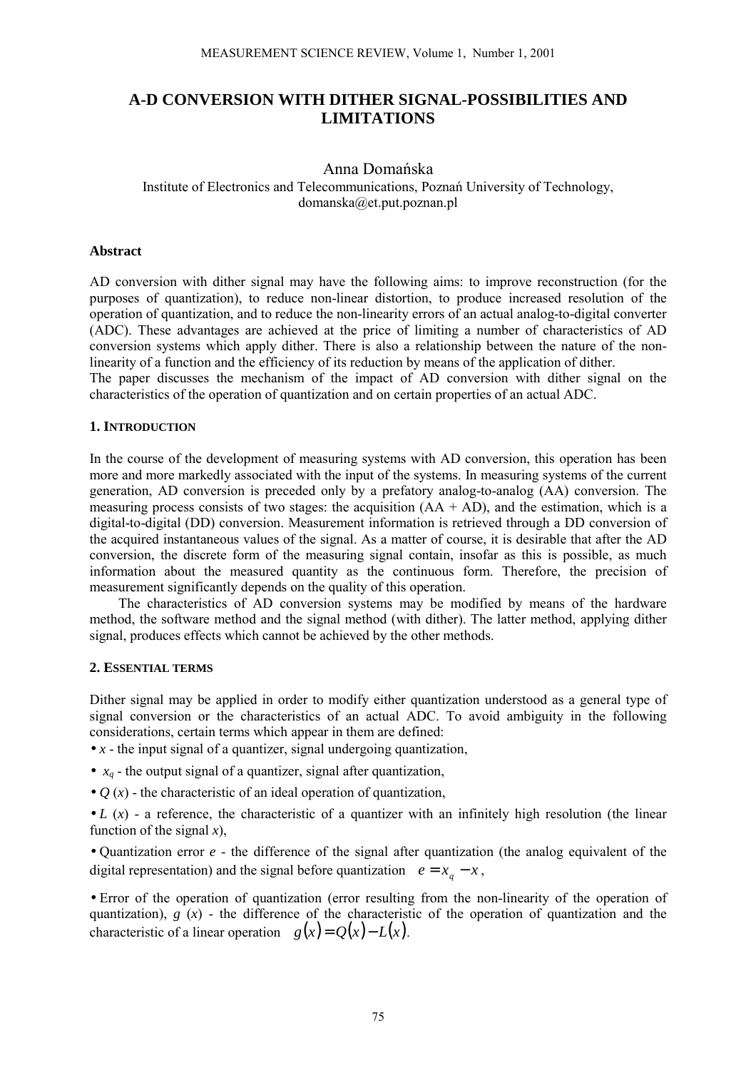# A-D CONVERSION WITH DITHER SIGNAL-POSSIBILITIES AND LIMITATIONS

Anna Domańska
Institute of Electronics and Telecommunications, Poznań University of Technology,
domanska@et.put.poznan.pl

### Abstract

AD conversion with dither signal may have the following aims: to improve reconstruction (for the purposes of quantization), to reduce non-linear distortion, to produce increased resolution of the operation of quantization, and to reduce the non-linearity errors of an actual analog-to-digital converter (ADC). These advantages are achieved at the price of limiting a number of characteristics of AD conversion systems which apply dither. There is also a relationship between the nature of the non-linearity of a function and the efficiency of its reduction by means of the application of dither.
The paper discusses the mechanism of the impact of AD conversion with dither signal on the characteristics of the operation of quantization and on certain properties of an actual ADC.

## 1. Introduction

In the course of the development of measuring systems with AD conversion, this operation has been more and more markedly associated with the input of the systems. In measuring systems of the current generation, AD conversion is preceded only by a prefatory analog-to-analog (AA) conversion. The measuring process consists of two stages: the acquisition (AA + AD), and the estimation, which is a digital-to-digital (DD) conversion. Measurement information is retrieved through a DD conversion of the acquired instantaneous values of the signal. As a matter of course, it is desirable that after the AD conversion, the discrete form of the measuring signal contain, insofar as this is possible, as much information about the measured quantity as the continuous form. Therefore, the precision of measurement significantly depends on the quality of this operation.

The characteristics of AD conversion systems may be modified by means of the hardware method, the software method and the signal method (with dither). The latter method, applying dither signal, produces effects which cannot be achieved by the other methods.

## 2. Essential terms

Dither signal may be applied in order to modify either quantization understood as a general type of signal conversion or the characteristics of an actual ADC. To avoid ambiguity in the following considerations, certain terms which appear in them are defined:

- $x$ - the input signal of a quantizer, signal undergoing quantization,
- $x_q$ - the output signal of a quantizer, signal after quantization,
- $Q(x)$ - the characteristic of an ideal operation of quantization,
- $L(x)$ - a reference, the characteristic of a quantizer with an infinitely high resolution (the linear function of the signal $x$),
- Quantization error $e$ - the difference of the signal after quantization (the analog equivalent of the digital representation) and the signal before quantization $e = x_q - x$,
- Error of the operation of quantization (error resulting from the non-linearity of the operation of quantization), $g(x)$ - the difference of the characteristic of the operation of quantization and the characteristic of a linear operation $g(x) = Q(x) - L(x)$.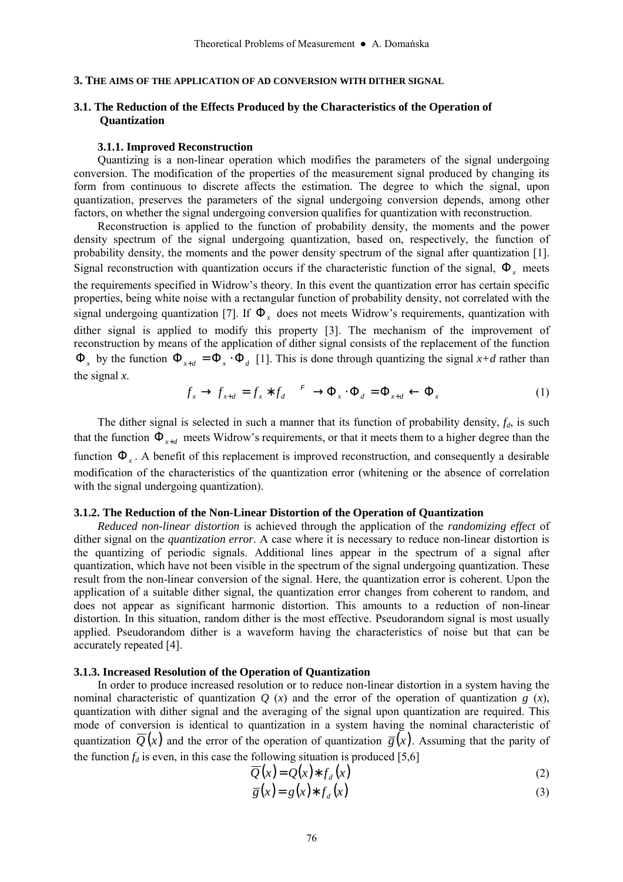## 3. THE AIMS OF THE APPLICATION OF AD CONVERSION WITH DITHER SIGNAL

### 3.1. The Reduction of the Effects Produced by the Characteristics of the Operation of Quantization

#### 3.1.1. Improved Reconstruction

Quantizing is a non-linear operation which modifies the parameters of the signal undergoing conversion. The modification of the properties of the measurement signal produced by changing its form from continuous to discrete affects the estimation. The degree to which the signal, upon quantization, preserves the parameters of the signal undergoing conversion depends, among other factors, on whether the signal undergoing conversion qualifies for quantization with reconstruction.

Reconstruction is applied to the function of probability density, the moments and the power density spectrum of the signal undergoing quantization, based on, respectively, the function of probability density, the moments and the power density spectrum of the signal after quantization [1]. Signal reconstruction with quantization occurs if the characteristic function of the signal, $\Phi_x$ meets the requirements specified in Widrow's theory. In this event the quantization error has certain specific properties, being white noise with a rectangular function of probability density, not correlated with the signal undergoing quantization [7]. If $\Phi_x$ does not meets Widrow's requirements, quantization with dither signal is applied to modify this property [3]. The mechanism of the improvement of reconstruction by means of the application of dither signal consists of the replacement of the function $\Phi_x$ by the function $\Phi_{x+d} = \Phi_x \cdot \Phi_d$ [1]. This is done through quantizing the signal $x+d$ rather than the signal $x$.

$$f_x \rightarrow f_{x+d} = f_x * f_d \xrightarrow{F} \Phi_x \cdot \Phi_d = \Phi_{x+d} \leftarrow \Phi_x \tag{1}$$

The dither signal is selected in such a manner that its function of probability density, $f_d$, is such that the function $\Phi_{x+d}$ meets Widrow's requirements, or that it meets them to a higher degree than the function $\Phi_x$. A benefit of this replacement is improved reconstruction, and consequently a desirable modification of the characteristics of the quantization error (whitening or the absence of correlation with the signal undergoing quantization).

#### 3.1.2. The Reduction of the Non-Linear Distortion of the Operation of Quantization

*Reduced non-linear distortion* is achieved through the application of the *randomizing effect* of dither signal on the *quantization error*. A case where it is necessary to reduce non-linear distortion is the quantizing of periodic signals. Additional lines appear in the spectrum of a signal after quantization, which have not been visible in the spectrum of the signal undergoing quantization. These result from the non-linear conversion of the signal. Here, the quantization error is coherent. Upon the application of a suitable dither signal, the quantization error changes from coherent to random, and does not appear as significant harmonic distortion. This amounts to a reduction of non-linear distortion. In this situation, random dither is the most effective. Pseudorandom signal is most usually applied. Pseudorandom dither is a waveform having the characteristics of noise but that can be accurately repeated [4].

#### 3.1.3. Increased Resolution of the Operation of Quantization

In order to produce increased resolution or to reduce non-linear distortion in a system having the nominal characteristic of quantization $Q(x)$ and the error of the operation of quantization $g(x)$, quantization with dither signal and the averaging of the signal upon quantization are required. This mode of conversion is identical to quantization in a system having the nominal characteristic of quantization $\overline{Q}(x)$ and the error of the operation of quantization $\overline{g}(x)$. Assuming that the parity of the function $f_d$ is even, in this case the following situation is produced [5,6]

$$\overline{Q}(x) = Q(x) * f_d(x) \tag{2}$$

$$\overline{g}(x) = g(x) * f_d(x) \tag{3}$$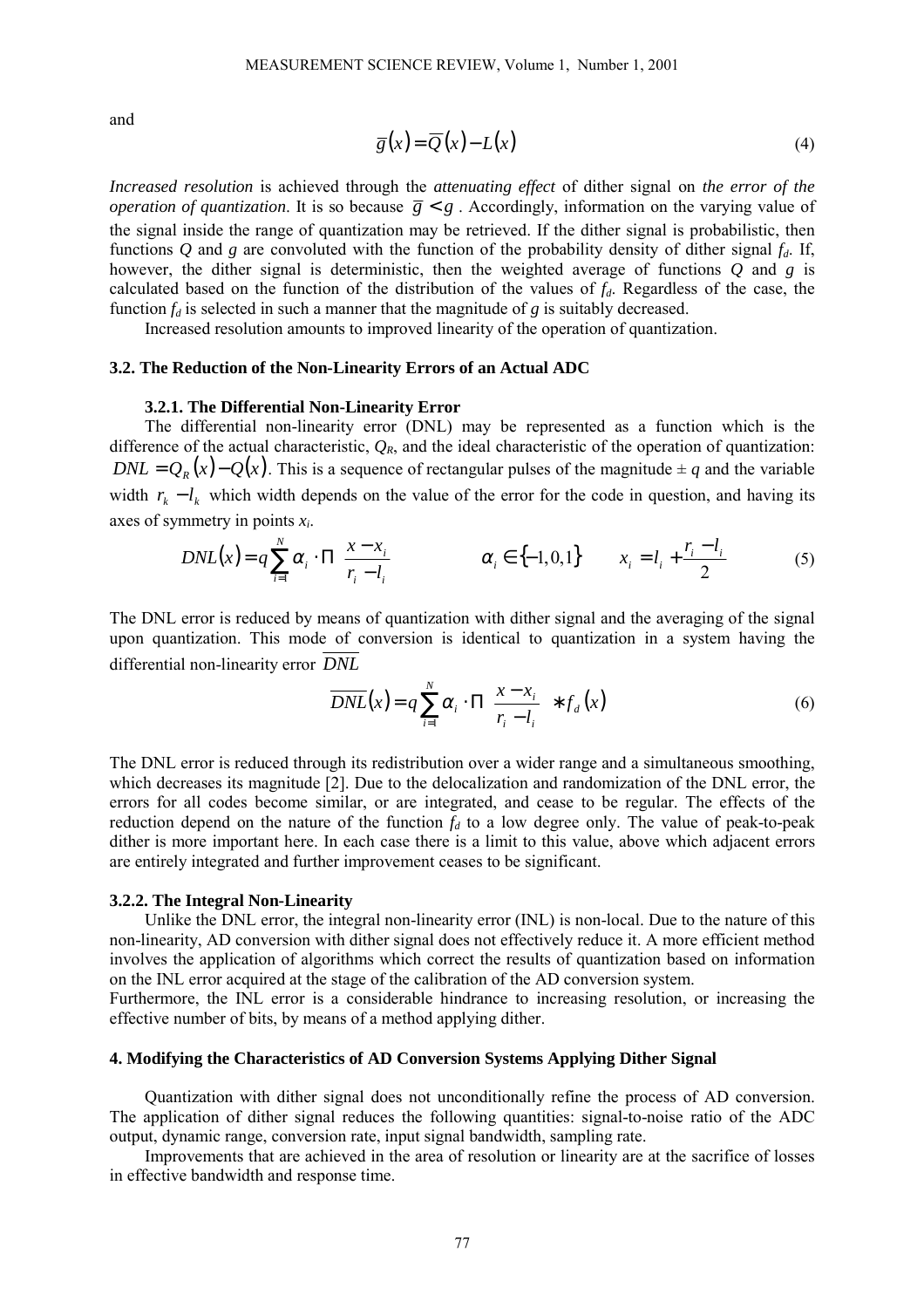and

$$\overline{g}(x) = \overline{Q}(x) - L(x) \tag{4}$$

*Increased resolution* is achieved through the *attenuating effect* of dither signal on *the error of the operation of quantization*. It is so because $\overline{g} < g$. Accordingly, information on the varying value of the signal inside the range of quantization may be retrieved. If the dither signal is probabilistic, then functions $Q$ and $g$ are convoluted with the function of the probability density of dither signal $f_d$. If, however, the dither signal is deterministic, then the weighted average of functions $Q$ and $g$ is calculated based on the function of the distribution of the values of $f_d$. Regardless of the case, the function $f_d$ is selected in such a manner that the magnitude of $g$ is suitably decreased.

Increased resolution amounts to improved linearity of the operation of quantization.

### 3.2. The Reduction of the Non-Linearity Errors of an Actual ADC

#### 3.2.1. The Differential Non-Linearity Error

The differential non-linearity error (DNL) may be represented as a function which is the difference of the actual characteristic, $Q_R$, and the ideal characteristic of the operation of quantization: $DNL = Q_R(x) - Q(x)$. This is a sequence of rectangular pulses of the magnitude $\pm q$ and the variable width $r_k - l_k$ which width depends on the value of the error for the code in question, and having its axes of symmetry in points $x_i$.

$$DNL(x) = q\sum_{i=1}^{N} \alpha_i \cdot \Pi\left(\frac{x - x_i}{r_i - l_i}\right) \qquad \alpha_i \in \{-1, 0, 1\} \qquad x_i = l_i + \frac{r_i - l_i}{2} \tag{5}$$

The DNL error is reduced by means of quantization with dither signal and the averaging of the signal upon quantization. This mode of conversion is identical to quantization in a system having the differential non-linearity error $\overline{DNL}$

$$\overline{DNL}(x) = q\sum_{i=1}^{N} \alpha_i \cdot \Pi\left(\frac{x - x_i}{r_i - l_i}\right) * f_d(x) \tag{6}$$

The DNL error is reduced through its redistribution over a wider range and a simultaneous smoothing, which decreases its magnitude [2]. Due to the delocalization and randomization of the DNL error, the errors for all codes become similar, or are integrated, and cease to be regular. The effects of the reduction depend on the nature of the function $f_d$ to a low degree only. The value of peak-to-peak dither is more important here. In each case there is a limit to this value, above which adjacent errors are entirely integrated and further improvement ceases to be significant.

#### 3.2.2. The Integral Non-Linearity

Unlike the DNL error, the integral non-linearity error (INL) is non-local. Due to the nature of this non-linearity, AD conversion with dither signal does not effectively reduce it. A more efficient method involves the application of algorithms which correct the results of quantization based on information on the INL error acquired at the stage of the calibration of the AD conversion system.

Furthermore, the INL error is a considerable hindrance to increasing resolution, or increasing the effective number of bits, by means of a method applying dither.

## 4. Modifying the Characteristics of AD Conversion Systems Applying Dither Signal

Quantization with dither signal does not unconditionally refine the process of AD conversion. The application of dither signal reduces the following quantities: signal-to-noise ratio of the ADC output, dynamic range, conversion rate, input signal bandwidth, sampling rate.

Improvements that are achieved in the area of resolution or linearity are at the sacrifice of losses in effective bandwidth and response time.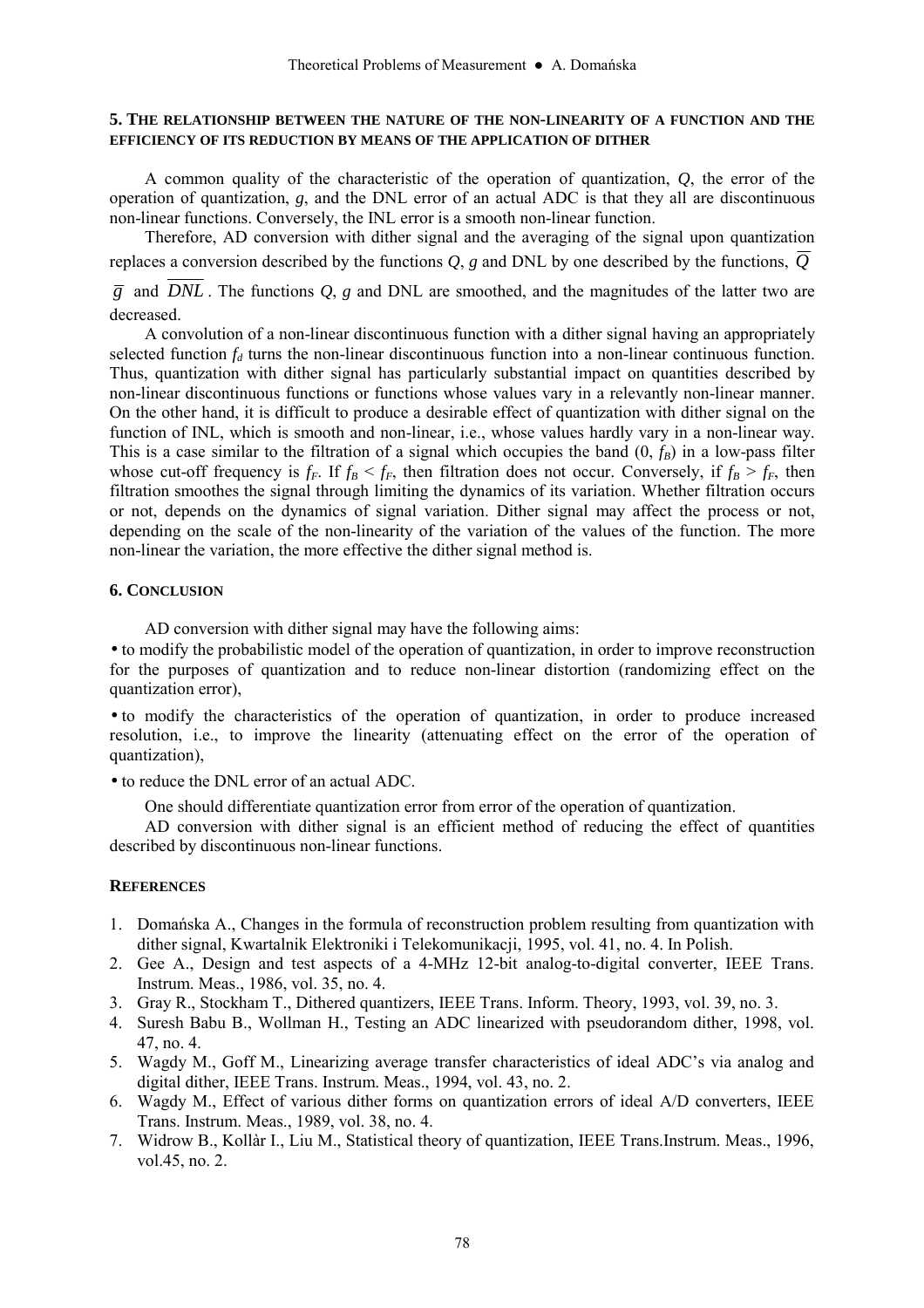## 5. The relationship between the nature of the non-linearity of a function and the efficiency of its reduction by means of the application of dither

A common quality of the characteristic of the operation of quantization, $Q$, the error of the operation of quantization, $g$, and the DNL error of an actual ADC is that they all are discontinuous non-linear functions. Conversely, the INL error is a smooth non-linear function.

Therefore, AD conversion with dither signal and the averaging of the signal upon quantization replaces a conversion described by the functions $Q$, $g$ and DNL by one described by the functions, $\overline{Q}$ $\overline{g}$ and $\overline{DNL}$. The functions $Q$, $g$ and DNL are smoothed, and the magnitudes of the latter two are decreased.

A convolution of a non-linear discontinuous function with a dither signal having an appropriately selected function $f_d$ turns the non-linear discontinuous function into a non-linear continuous function. Thus, quantization with dither signal has particularly substantial impact on quantities described by non-linear discontinuous functions or functions whose values vary in a relevantly non-linear manner. On the other hand, it is difficult to produce a desirable effect of quantization with dither signal on the function of INL, which is smooth and non-linear, i.e., whose values hardly vary in a non-linear way. This is a case similar to the filtration of a signal which occupies the band $(0, f_B)$ in a low-pass filter whose cut-off frequency is $f_F$. If $f_B < f_F$, then filtration does not occur. Conversely, if $f_B > f_F$, then filtration smoothes the signal through limiting the dynamics of its variation. Whether filtration occurs or not, depends on the dynamics of signal variation. Dither signal may affect the process or not, depending on the scale of the non-linearity of the variation of the values of the function. The more non-linear the variation, the more effective the dither signal method is.

## 6. Conclusion

AD conversion with dither signal may have the following aims:

- to modify the probabilistic model of the operation of quantization, in order to improve reconstruction for the purposes of quantization and to reduce non-linear distortion (randomizing effect on the quantization error),
- to modify the characteristics of the operation of quantization, in order to produce increased resolution, i.e., to improve the linearity (attenuating effect on the error of the operation of quantization),
- to reduce the DNL error of an actual ADC.

One should differentiate quantization error from error of the operation of quantization.

AD conversion with dither signal is an efficient method of reducing the effect of quantities described by discontinuous non-linear functions.

## References

1. Domańska A., Changes in the formula of reconstruction problem resulting from quantization with dither signal, Kwartalnik Elektroniki i Telekomunikacji, 1995, vol. 41, no. 4. In Polish.
2. Gee A., Design and test aspects of a 4-MHz 12-bit analog-to-digital converter, IEEE Trans. Instrum. Meas., 1986, vol. 35, no. 4.
3. Gray R., Stockham T., Dithered quantizers, IEEE Trans. Inform. Theory, 1993, vol. 39, no. 3.
4. Suresh Babu B., Wollman H., Testing an ADC linearized with pseudorandom dither, 1998, vol. 47, no. 4.
5. Wagdy M., Goff M., Linearizing average transfer characteristics of ideal ADC's via analog and digital dither, IEEE Trans. Instrum. Meas., 1994, vol. 43, no. 2.
6. Wagdy M., Effect of various dither forms on quantization errors of ideal A/D converters, IEEE Trans. Instrum. Meas., 1989, vol. 38, no. 4.
7. Widrow B., Kollàr I., Liu M., Statistical theory of quantization, IEEE Trans.Instrum. Meas., 1996, vol.45, no. 2.